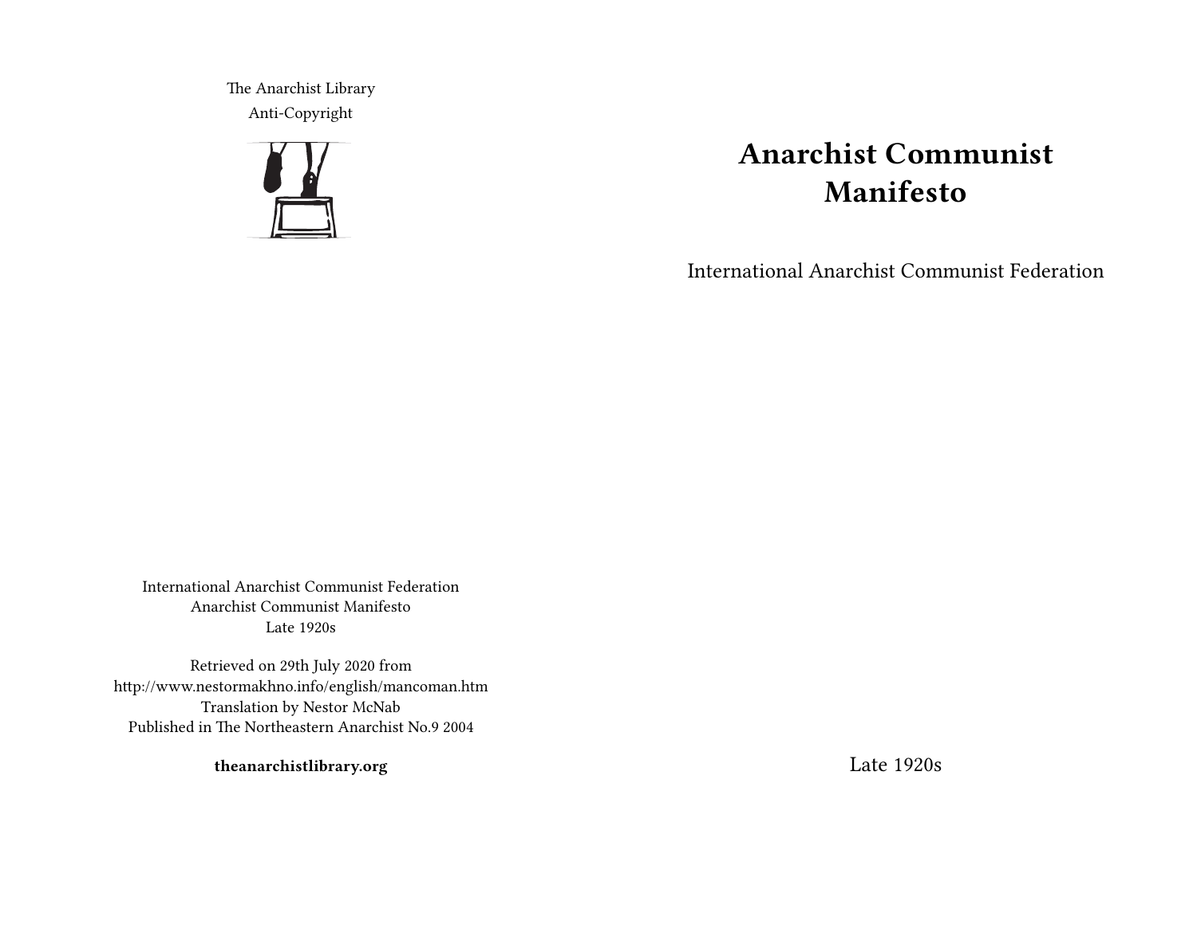# Anarchist Communist Manifesto

International Anarchist Communist Federation

Late 1920s

The Anarchist Library
Anti-Copyright

International Anarchist Communist Federation
Anarchist Communist Manifesto
Late 1920s

Retrieved on 29th July 2020 from
http://www.nestormakhno.info/english/mancoman.htm
Translation by Nestor McNab
Published in The Northeastern Anarchist No.9 2004

**theanarchistlibrary.org**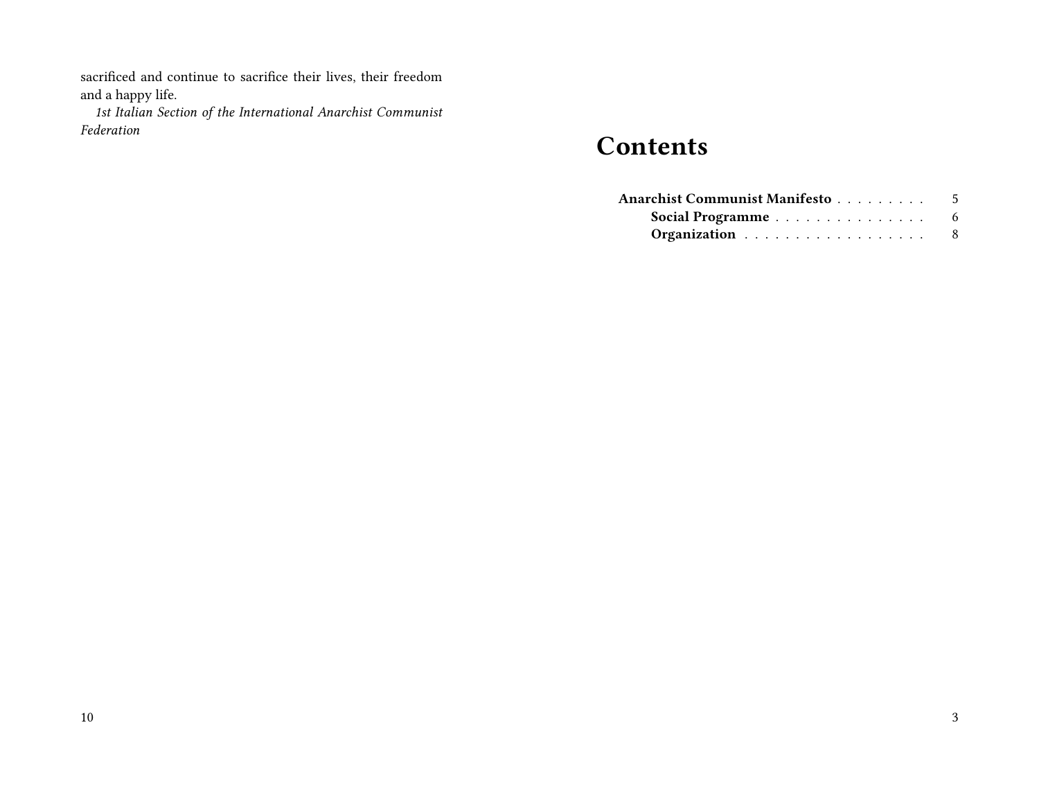sacrificed and continue to sacrifice their lives, their freedom and a happy life.

*1st Italian Section of the International Anarchist Communist Federation*

# Contents

- **Anarchist Communist Manifesto** . . . . . . . . . 5
  - **Social Programme** . . . . . . . . . . . . . . . 6
  - **Organization** . . . . . . . . . . . . . . . . . 8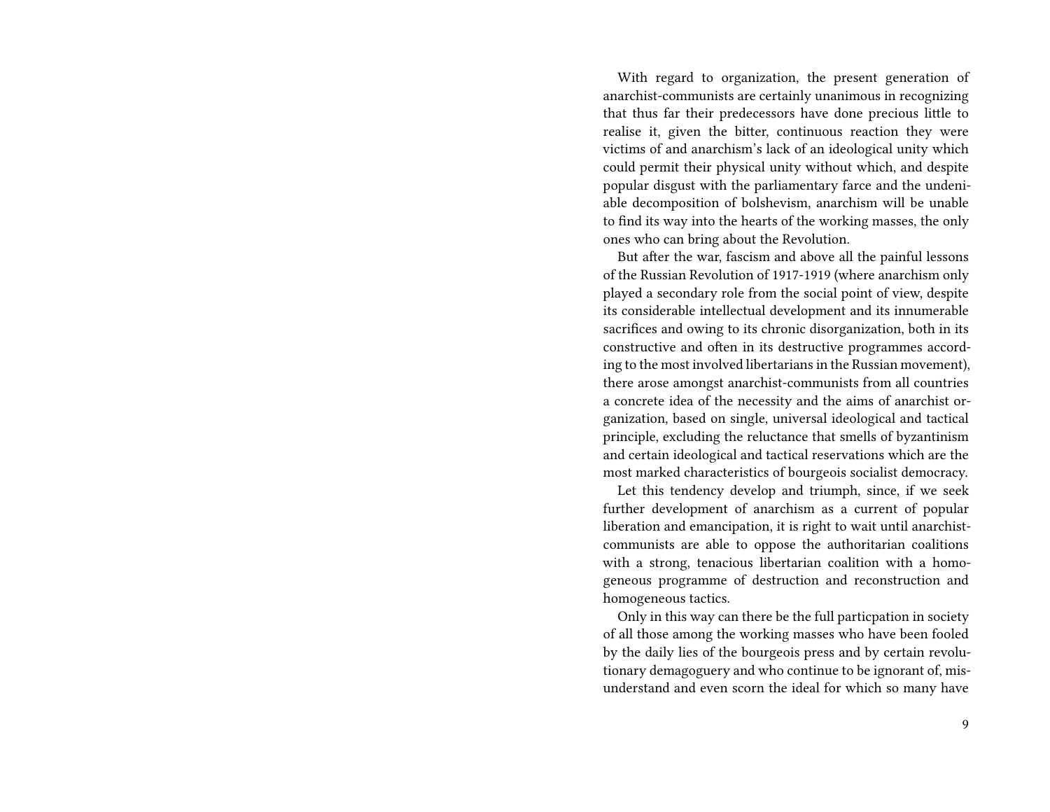With regard to organization, the present generation of anarchist-communists are certainly unanimous in recognizing that thus far their predecessors have done precious little to realise it, given the bitter, continuous reaction they were victims of and anarchism's lack of an ideological unity which could permit their physical unity without which, and despite popular disgust with the parliamentary farce and the undeniable decomposition of bolshevism, anarchism will be unable to find its way into the hearts of the working masses, the only ones who can bring about the Revolution.

But after the war, fascism and above all the painful lessons of the Russian Revolution of 1917-1919 (where anarchism only played a secondary role from the social point of view, despite its considerable intellectual development and its innumerable sacrifices and owing to its chronic disorganization, both in its constructive and often in its destructive programmes according to the most involved libertarians in the Russian movement), there arose amongst anarchist-communists from all countries a concrete idea of the necessity and the aims of anarchist organization, based on single, universal ideological and tactical principle, excluding the reluctance that smells of byzantinism and certain ideological and tactical reservations which are the most marked characteristics of bourgeois socialist democracy.

Let this tendency develop and triumph, since, if we seek further development of anarchism as a current of popular liberation and emancipation, it is right to wait until anarchist-communists are able to oppose the authoritarian coalitions with a strong, tenacious libertarian coalition with a homogeneous programme of destruction and reconstruction and homogeneous tactics.

Only in this way can there be the full particpation in society of all those among the working masses who have been fooled by the daily lies of the bourgeois press and by certain revolutionary demagoguery and who continue to be ignorant of, misunderstand and even scorn the ideal for which so many have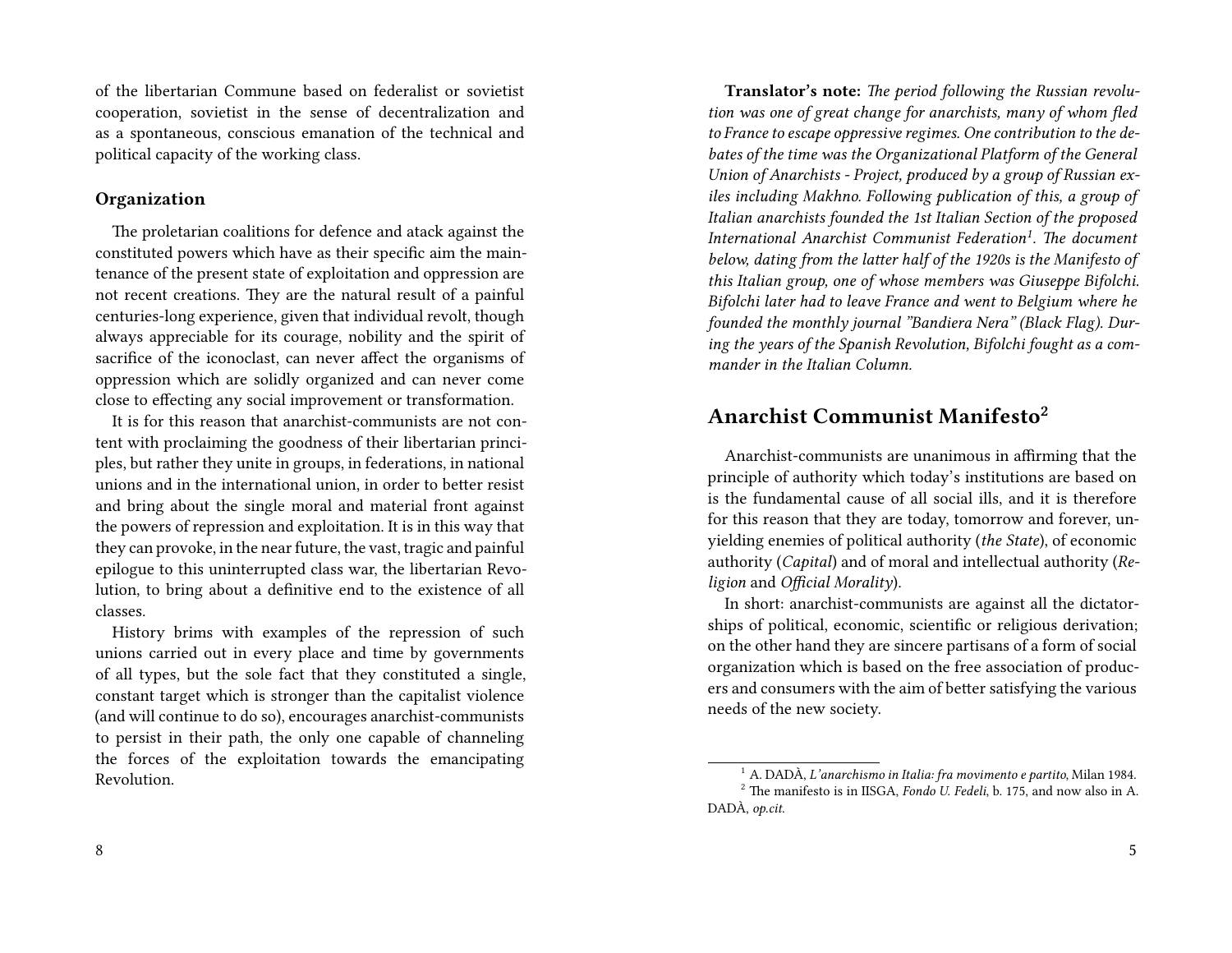of the libertarian Commune based on federalist or sovietist cooperation, sovietist in the sense of decentralization and as a spontaneous, conscious emanation of the technical and political capacity of the working class.

### Organization

The proletarian coalitions for defence and atack against the constituted powers which have as their specific aim the maintenance of the present state of exploitation and oppression are not recent creations. They are the natural result of a painful centuries-long experience, given that individual revolt, though always appreciable for its courage, nobility and the spirit of sacrifice of the iconoclast, can never affect the organisms of oppression which are solidly organized and can never come close to effecting any social improvement or transformation.

It is for this reason that anarchist-communists are not content with proclaiming the goodness of their libertarian principles, but rather they unite in groups, in federations, in national unions and in the international union, in order to better resist and bring about the single moral and material front against the powers of repression and exploitation. It is in this way that they can provoke, in the near future, the vast, tragic and painful epilogue to this uninterrupted class war, the libertarian Revolution, to bring about a definitive end to the existence of all classes.

History brims with examples of the repression of such unions carried out in every place and time by governments of all types, but the sole fact that they constituted a single, constant target which is stronger than the capitalist violence (and will continue to do so), encourages anarchist-communists to persist in their path, the only one capable of channeling the forces of the exploitation towards the emancipating Revolution.

**Translator's note:** *The period following the Russian revolution was one of great change for anarchists, many of whom fled to France to escape oppressive regimes. One contribution to the debates of the time was the Organizational Platform of the General Union of Anarchists - Project, produced by a group of Russian exiles including Makhno. Following publication of this, a group of Italian anarchists founded the 1st Italian Section of the proposed International Anarchist Communist Federation*[1]. *The document below, dating from the latter half of the 1920s is the Manifesto of this Italian group, one of whose members was Giuseppe Bifolchi. Bifolchi later had to leave France and went to Belgium where he founded the monthly journal "Bandiera Nera" (Black Flag). During the years of the Spanish Revolution, Bifolchi fought as a commander in the Italian Column.*

## Anarchist Communist Manifesto[2]

Anarchist-communists are unanimous in affirming that the principle of authority which today's institutions are based on is the fundamental cause of all social ills, and it is therefore for this reason that they are today, tomorrow and forever, unyielding enemies of political authority (*the State*), of economic authority (*Capital*) and of moral and intellectual authority (*Religion* and *Official Morality*).

In short: anarchist-communists are against all the dictatorships of political, economic, scientific or religious derivation; on the other hand they are sincere partisans of a form of social organization which is based on the free association of producers and consumers with the aim of better satisfying the various needs of the new society.

[1] A. DADÀ, *L'anarchismo in Italia: fra movimento e partito*, Milan 1984.

[2] The manifesto is in IISGA, *Fondo U. Fedeli*, b. 175, and now also in A. DADÀ, *op.cit.*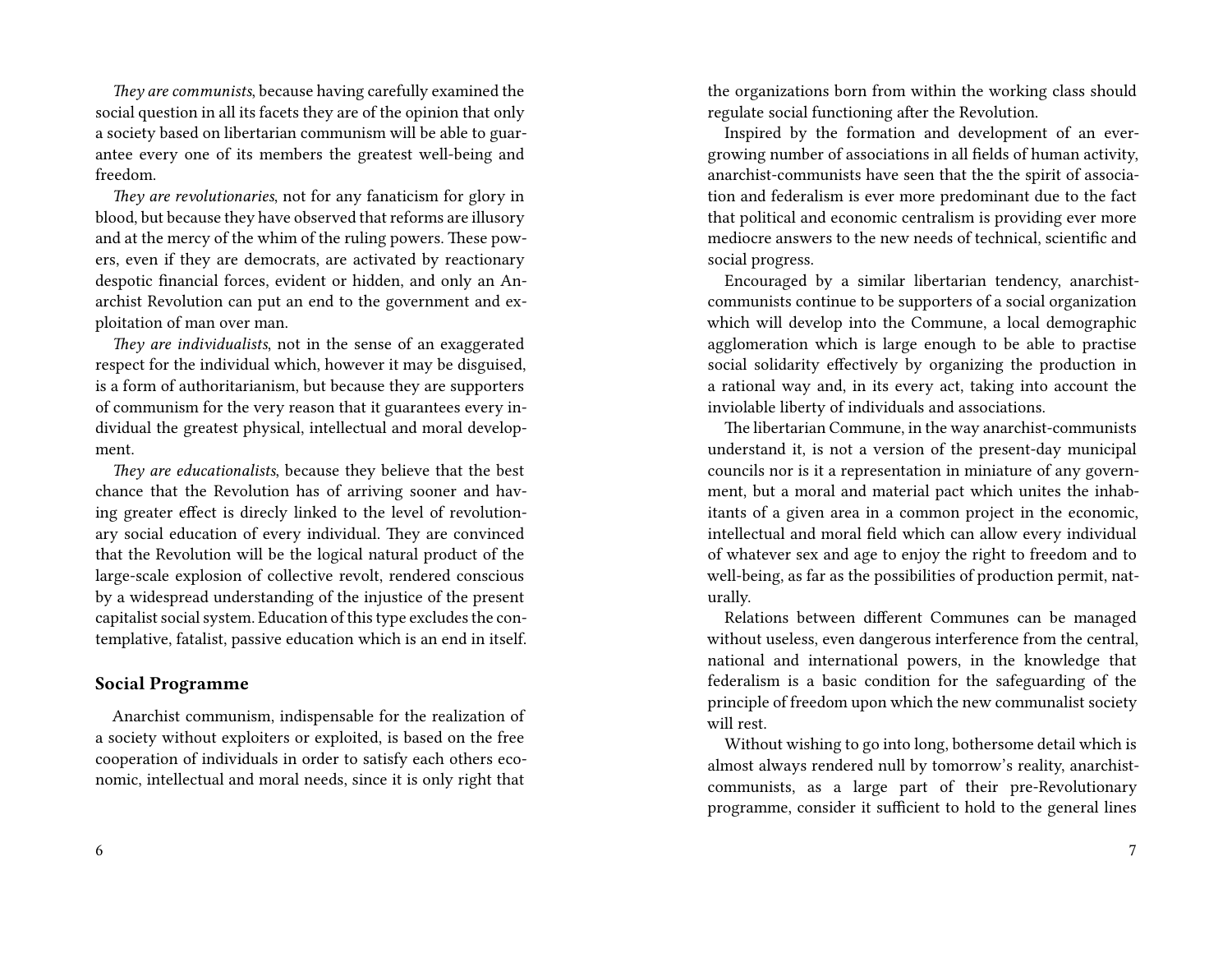*They are communists*, because having carefully examined the social question in all its facets they are of the opinion that only a society based on libertarian communism will be able to guarantee every one of its members the greatest well-being and freedom.

*They are revolutionaries*, not for any fanaticism for glory in blood, but because they have observed that reforms are illusory and at the mercy of the whim of the ruling powers. These powers, even if they are democrats, are activated by reactionary despotic financial forces, evident or hidden, and only an Anarchist Revolution can put an end to the government and exploitation of man over man.

*They are individualists*, not in the sense of an exaggerated respect for the individual which, however it may be disguised, is a form of authoritarianism, but because they are supporters of communism for the very reason that it guarantees every individual the greatest physical, intellectual and moral development.

*They are educationalists*, because they believe that the best chance that the Revolution has of arriving sooner and having greater effect is direcly linked to the level of revolutionary social education of every individual. They are convinced that the Revolution will be the logical natural product of the large-scale explosion of collective revolt, rendered conscious by a widespread understanding of the injustice of the present capitalist social system. Education of this type excludes the contemplative, fatalist, passive education which is an end in itself.

### Social Programme

Anarchist communism, indispensable for the realization of a society without exploiters or exploited, is based on the free cooperation of individuals in order to satisfy each others economic, intellectual and moral needs, since it is only right that the organizations born from within the working class should regulate social functioning after the Revolution.

Inspired by the formation and development of an ever-growing number of associations in all fields of human activity, anarchist-communists have seen that the the spirit of association and federalism is ever more predominant due to the fact that political and economic centralism is providing ever more mediocre answers to the new needs of technical, scientific and social progress.

Encouraged by a similar libertarian tendency, anarchist-communists continue to be supporters of a social organization which will develop into the Commune, a local demographic agglomeration which is large enough to be able to practise social solidarity effectively by organizing the production in a rational way and, in its every act, taking into account the inviolable liberty of individuals and associations.

The libertarian Commune, in the way anarchist-communists understand it, is not a version of the present-day municipal councils nor is it a representation in miniature of any government, but a moral and material pact which unites the inhabitants of a given area in a common project in the economic, intellectual and moral field which can allow every individual of whatever sex and age to enjoy the right to freedom and to well-being, as far as the possibilities of production permit, naturally.

Relations between different Communes can be managed without useless, even dangerous interference from the central, national and international powers, in the knowledge that federalism is a basic condition for the safeguarding of the principle of freedom upon which the new communalist society will rest.

Without wishing to go into long, bothersome detail which is almost always rendered null by tomorrow's reality, anarchist-communists, as a large part of their pre-Revolutionary programme, consider it sufficient to hold to the general lines